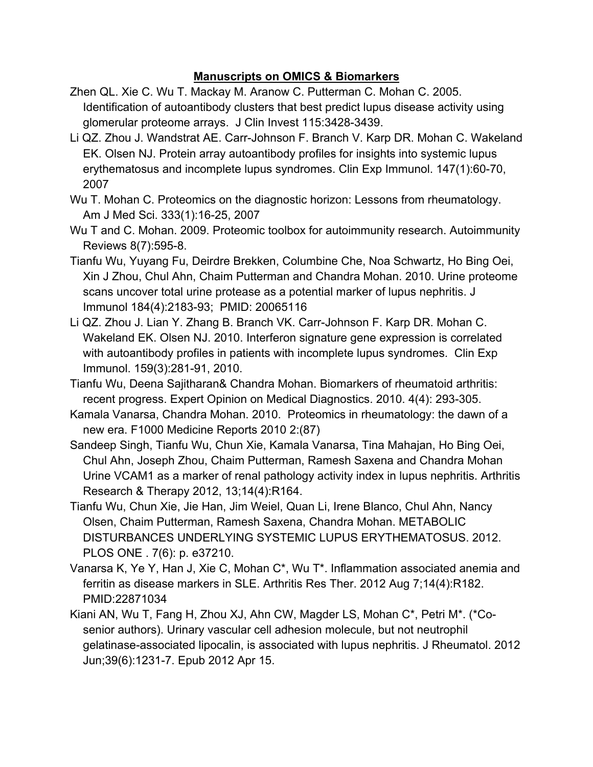## **Manuscripts on OMICS & Biomarkers**

Zhen QL. Xie C. Wu T. Mackay M. Aranow C. Putterman C. Mohan C. 2005. Identification of autoantibody clusters that best predict lupus disease activity using glomerular proteome arrays. J Clin Invest 115:3428-3439.

Li QZ. Zhou J. Wandstrat AE. Carr-Johnson F. Branch V. Karp DR. Mohan C. Wakeland EK. Olsen NJ. Protein array autoantibody profiles for insights into systemic lupus erythematosus and incomplete lupus syndromes. Clin Exp Immunol. 147(1):60-70, 2007

Wu T. Mohan C. Proteomics on the diagnostic horizon: Lessons from rheumatology. Am J Med Sci. 333(1):16-25, 2007

Wu T and C. Mohan. 2009. Proteomic toolbox for autoimmunity research. Autoimmunity Reviews 8(7):595-8.

Tianfu Wu, Yuyang Fu, Deirdre Brekken, Columbine Che, Noa Schwartz, Ho Bing Oei, Xin J Zhou, Chul Ahn, Chaim Putterman and Chandra Mohan. 2010. Urine proteome scans uncover total urine protease as a potential marker of lupus nephritis. J Immunol 184(4):2183-93; PMID: 20065116

Li QZ. Zhou J. Lian Y. Zhang B. Branch VK. Carr-Johnson F. Karp DR. Mohan C. Wakeland EK. Olsen NJ. 2010. Interferon signature gene expression is correlated with autoantibody profiles in patients with incomplete lupus syndromes. Clin Exp Immunol. 159(3):281-91, 2010.

Tianfu Wu, Deena Sajitharan& Chandra Mohan. Biomarkers of rheumatoid arthritis: recent progress. Expert Opinion on Medical Diagnostics. 2010. 4(4): 293-305.

Kamala Vanarsa, Chandra Mohan. 2010. Proteomics in rheumatology: the dawn of a new era. F1000 Medicine Reports 2010 2:(87)

Sandeep Singh, Tianfu Wu, Chun Xie, Kamala Vanarsa, Tina Mahajan, Ho Bing Oei, Chul Ahn, Joseph Zhou, Chaim Putterman, Ramesh Saxena and Chandra Mohan Urine VCAM1 as a marker of renal pathology activity index in lupus nephritis. Arthritis Research & Therapy 2012, 13;14(4):R164.

Tianfu Wu, Chun Xie, Jie Han, Jim Weiel, Quan Li, Irene Blanco, Chul Ahn, Nancy Olsen, Chaim Putterman, Ramesh Saxena, Chandra Mohan. METABOLIC DISTURBANCES UNDERLYING SYSTEMIC LUPUS ERYTHEMATOSUS. 2012. PLOS ONE . 7(6): p. e37210.

Vanarsa K, Ye Y, Han J, Xie C, Mohan C*, Wu T*. Inflammation associated anemia and ferritin as disease markers in SLE. Arthritis Res Ther. 2012 Aug 7;14(4):R182. PMID:22871034

Kiani AN, Wu T, Fang H, Zhou XJ, Ahn CW, Magder LS, Mohan C*, Petri M*. (*Co-senior authors). Urinary vascular cell adhesion molecule, but not neutrophil gelatinase-associated lipocalin, is associated with lupus nephritis. J Rheumatol. 2012 Jun;39(6):1231-7. Epub 2012 Apr 15.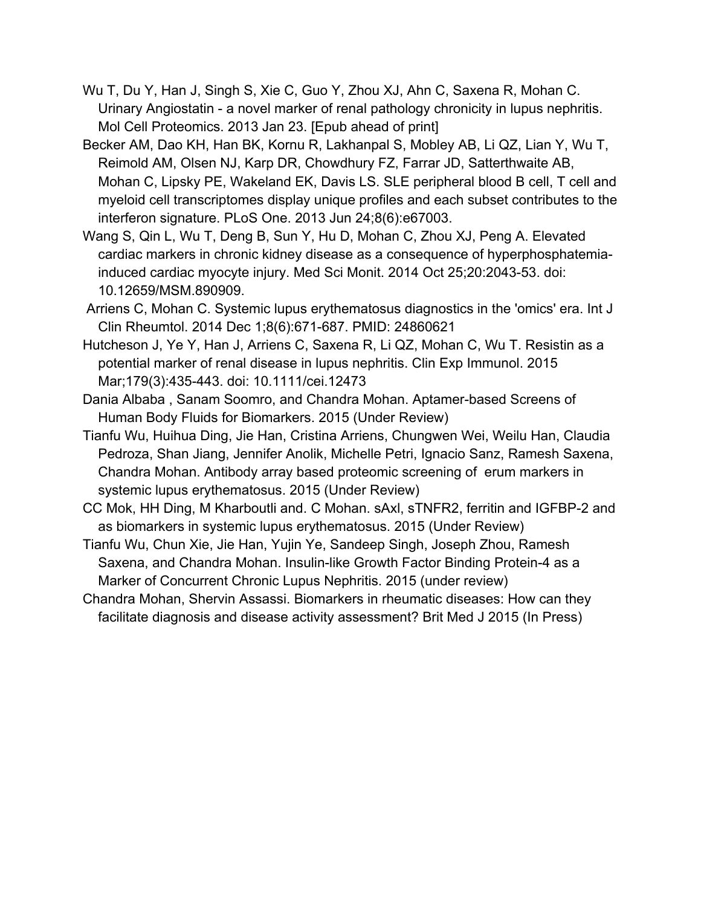Wu T, Du Y, Han J, Singh S, Xie C, Guo Y, Zhou XJ, Ahn C, Saxena R, Mohan C. Urinary Angiostatin - a novel marker of renal pathology chronicity in lupus nephritis. Mol Cell Proteomics. 2013 Jan 23. [Epub ahead of print]

Becker AM, Dao KH, Han BK, Kornu R, Lakhanpal S, Mobley AB, Li QZ, Lian Y, Wu T, Reimold AM, Olsen NJ, Karp DR, Chowdhury FZ, Farrar JD, Satterthwaite AB, Mohan C, Lipsky PE, Wakeland EK, Davis LS. SLE peripheral blood B cell, T cell and myeloid cell transcriptomes display unique profiles and each subset contributes to the interferon signature. PLoS One. 2013 Jun 24;8(6):e67003.

Wang S, Qin L, Wu T, Deng B, Sun Y, Hu D, Mohan C, Zhou XJ, Peng A. Elevated cardiac markers in chronic kidney disease as a consequence of hyperphosphatemia-induced cardiac myocyte injury. Med Sci Monit. 2014 Oct 25;20:2043-53. doi: 10.12659/MSM.890909.

Arriens C, Mohan C. Systemic lupus erythematosus diagnostics in the 'omics' era. Int J Clin Rheumtol. 2014 Dec 1;8(6):671-687. PMID: 24860621

Hutcheson J, Ye Y, Han J, Arriens C, Saxena R, Li QZ, Mohan C, Wu T. Resistin as a potential marker of renal disease in lupus nephritis. Clin Exp Immunol. 2015 Mar;179(3):435-443. doi: 10.1111/cei.12473

Dania Albaba , Sanam Soomro, and Chandra Mohan. Aptamer-based Screens of Human Body Fluids for Biomarkers. 2015 (Under Review)

Tianfu Wu, Huihua Ding, Jie Han, Cristina Arriens, Chungwen Wei, Weilu Han, Claudia Pedroza, Shan Jiang, Jennifer Anolik, Michelle Petri, Ignacio Sanz, Ramesh Saxena, Chandra Mohan. Antibody array based proteomic screening of erum markers in systemic lupus erythematosus. 2015 (Under Review)

CC Mok, HH Ding, M Kharboutli and. C Mohan. sAxl, sTNFR2, ferritin and IGFBP-2 and as biomarkers in systemic lupus erythematosus. 2015 (Under Review)

Tianfu Wu, Chun Xie, Jie Han, Yujin Ye, Sandeep Singh, Joseph Zhou, Ramesh Saxena, and Chandra Mohan. Insulin-like Growth Factor Binding Protein-4 as a Marker of Concurrent Chronic Lupus Nephritis. 2015 (under review)

Chandra Mohan, Shervin Assassi. Biomarkers in rheumatic diseases: How can they facilitate diagnosis and disease activity assessment? Brit Med J 2015 (In Press)